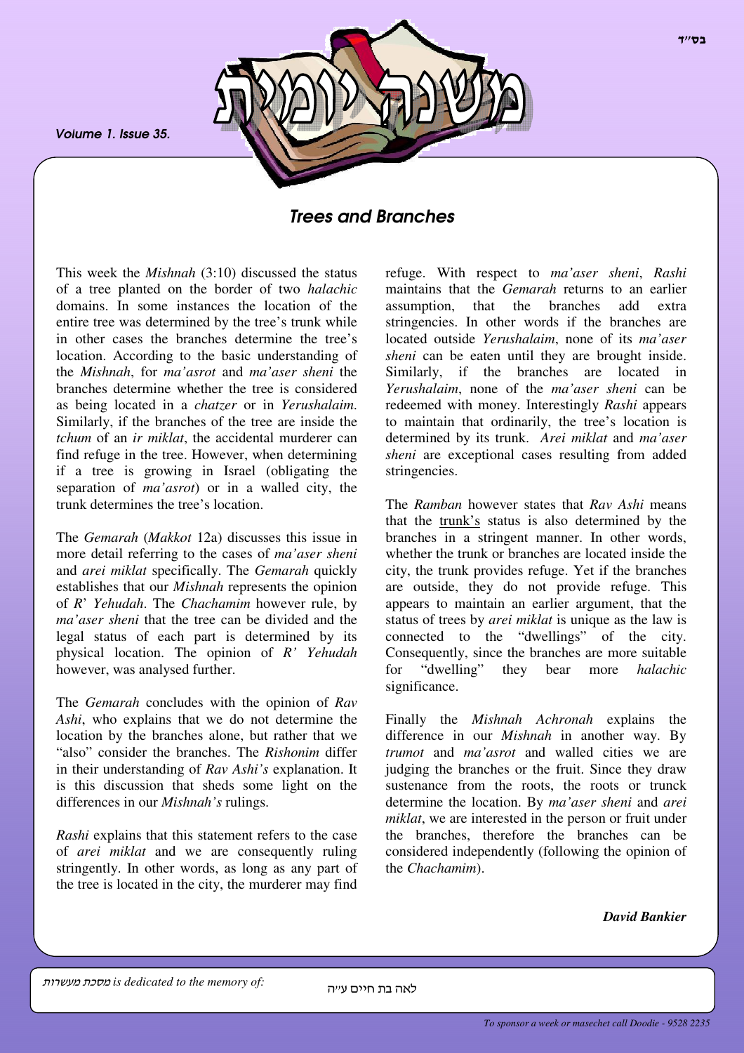# משנה יומית

Volume 1. Issue 35.

## *Trees and Branches*

This week the *Mishnah* (3:10) discussed the status of a tree planted on the border of two *halachic* domains. In some instances the location of the entire tree was determined by the tree's trunk while in other cases the branches determine the tree's location. According to the basic understanding of the *Mishnah*, for *ma'asrot* and *ma'aser sheni* the branches determine whether the tree is considered as being located in a *chatzer* or in *Yerushalaim*. Similarly, if the branches of the tree are inside the *tchum* of an *ir miklat*, the accidental murderer can find refuge in the tree. However, when determining if a tree is growing in Israel (obligating the separation of *ma'asrot*) or in a walled city, the trunk determines the tree's location.

The *Gemarah* (*Makkot* 12a) discusses this issue in more detail referring to the cases of *ma'aser sheni* and *arei miklat* specifically. The *Gemarah* quickly establishes that our *Mishnah* represents the opinion of *R' Yehudah*. The *Chachamim* however rule, by *ma'aser sheni* that the tree can be divided and the legal status of each part is determined by its physical location. The opinion of *R' Yehudah* however, was analysed further.

The *Gemarah* concludes with the opinion of *Rav Ashi*, who explains that we do not determine the location by the branches alone, but rather that we "also" consider the branches. The *Rishonim* differ in their understanding of *Rav Ashi's* explanation. It is this discussion that sheds some light on the differences in our *Mishnah's* rulings.

*Rashi* explains that this statement refers to the case of *arei miklat* and we are consequently ruling stringently. In other words, as long as any part of the tree is located in the city, the murderer may find refuge. With respect to *ma'aser sheni*, *Rashi* maintains that the *Gemarah* returns to an earlier assumption, that the branches add extra stringencies. In other words if the branches are located outside *Yerushalaim*, none of its *ma'aser sheni* can be eaten until they are brought inside. Similarly, if the branches are located in *Yerushalaim*, none of the *ma'aser sheni* can be redeemed with money. Interestingly *Rashi* appears to maintain that ordinarily, the tree's location is determined by its trunk. *Arei miklat* and *ma'aser sheni* are exceptional cases resulting from added stringencies.

The *Ramban* however states that *Rav Ashi* means that the trunk's status is also determined by the branches in a stringent manner. In other words, whether the trunk or branches are located inside the city, the trunk provides refuge. Yet if the branches are outside, they do not provide refuge. This appears to maintain an earlier argument, that the status of trees by *arei miklat* is unique as the law is connected to the "dwellings" of the city. Consequently, since the branches are more suitable for "dwelling" they bear more *halachic* significance.

Finally the *Mishnah Achronah* explains the difference in our *Mishnah* in another way. By *trumot* and *ma'asrot* and walled cities we are judging the branches or the fruit. Since they draw sustenance from the roots, the roots or trunck determine the location. By *ma'aser sheni* and *arei miklat*, we are interested in the person or fruit under the branches, therefore the branches can be considered independently (following the opinion of the *Chachamim*).

***David Bankier***

*מסכת מעשרות is dedicated to the memory of:* לאה בת חיים ע"ה

*To sponsor a week or masechet call Doodie - 9528 2235*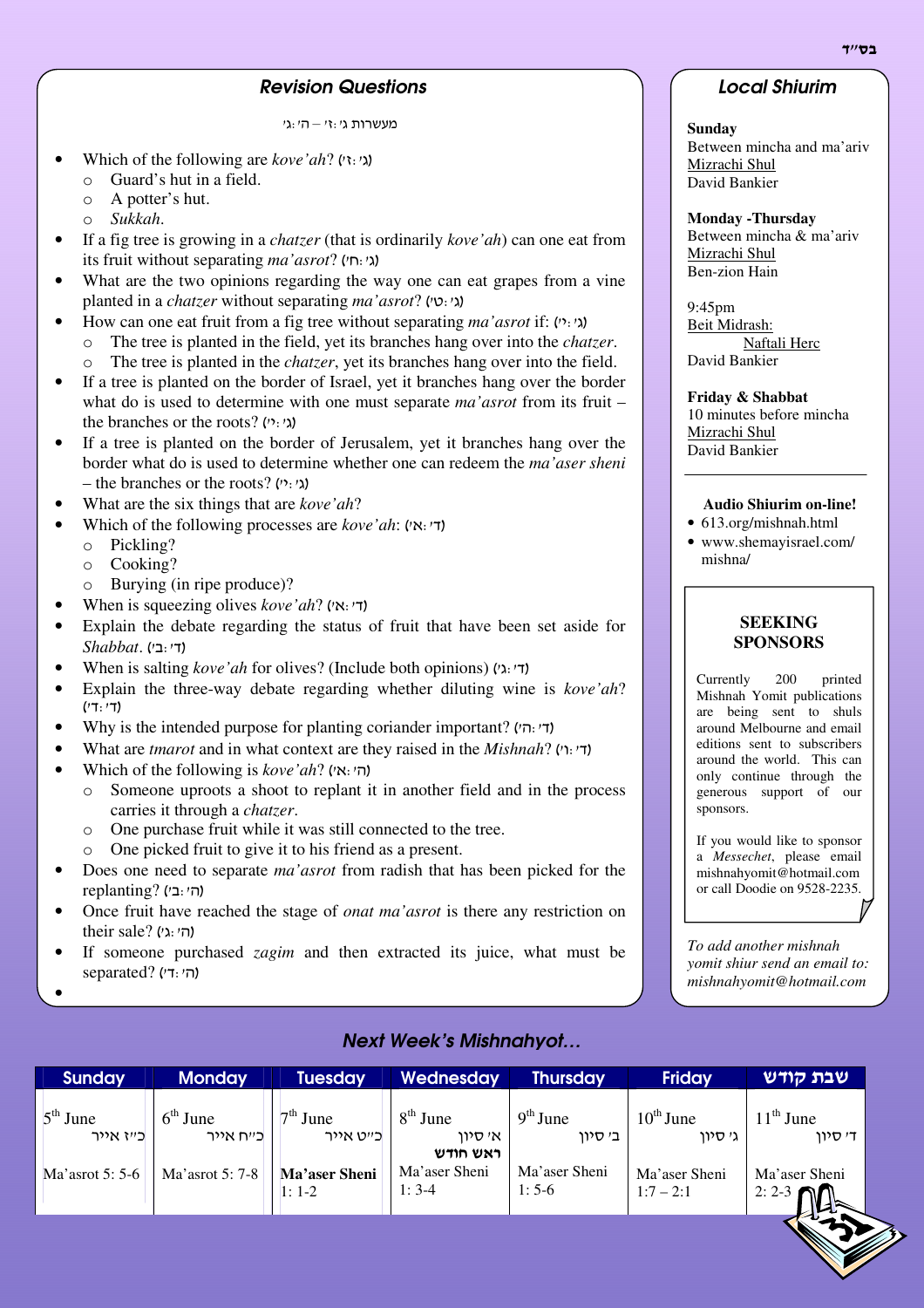בס"ד

## Revision Questions

מעשרות ג׳:ז׳ – ה׳:ג׳

- Which of the following are *kove'ah*? (ג׳:ז׳)
  - Guard's hut in a field.
  - A potter's hut.
  - *Sukkah*.
- If a fig tree is growing in a *chatzer* (that is ordinarily *kove'ah*) can one eat from its fruit without separating *ma'asrot*? (ג׳:ח׳)
- What are the two opinions regarding the way one can eat grapes from a vine planted in a *chatzer* without separating *ma'asrot*? (ג׳:ט׳)
- How can one eat fruit from a fig tree without separating *ma'asrot* if: (ג׳:י׳)
  - The tree is planted in the field, yet its branches hang over into the *chatzer*.
  - The tree is planted in the *chatzer*, yet its branches hang over into the field.
- If a tree is planted on the border of Israel, yet it branches hang over the border what do is used to determine with one must separate *ma'asrot* from its fruit – the branches or the roots? (ג׳:י׳)
- If a tree is planted on the border of Jerusalem, yet it branches hang over the border what do is used to determine whether one can redeem the *ma'aser sheni* – the branches or the roots? (ג׳:י׳)
- What are the six things that are *kove'ah*?
- Which of the following processes are *kove'ah*: (ד׳:א׳)
  - Pickling?
  - Cooking?
  - Burying (in ripe produce)?
- When is squeezing olives *kove'ah*? (ד׳:א׳)
- Explain the debate regarding the status of fruit that have been set aside for *Shabbat*. (ד׳:ב׳)
- When is salting *kove'ah* for olives? (Include both opinions) (ד׳:ג׳)
- Explain the three-way debate regarding whether diluting wine is *kove'ah*? (ד׳:ד׳)
- Why is the intended purpose for planting coriander important? (ד׳:ה׳)
- What are *tmarot* and in what context are they raised in the *Mishnah*? (ד׳:ו׳)
- Which of the following is *kove'ah*? (ה׳:א׳)
  - Someone uproots a shoot to replant it in another field and in the process carries it through a *chatzer*.
  - One purchase fruit while it was still connected to the tree.
  - One picked fruit to give it to his friend as a present.
- Does one need to separate *ma'asrot* from radish that has been picked for the replanting? (ה׳:ב׳)
- Once fruit have reached the stage of *onat ma'asrot* is there any restriction on their sale? (ה׳:ג׳)
- If someone purchased *zagim* and then extracted its juice, what must be separated? (ה׳:ד׳)

## Local Shiurim

**Sunday**
Between mincha and ma'ariv
Mizrachi Shul
David Bankier

**Monday -Thursday**
Between mincha & ma'ariv
Mizrachi Shul
Ben-zion Hain

9:45pm
Beit Midrash:
Naftali Herc
David Bankier

**Friday & Shabbat**
10 minutes before mincha
Mizrachi Shul
David Bankier

**Audio Shiurim on-line!**
- 613.org/mishnah.html
- www.shemayisrael.com/mishna/

### SEEKING SPONSORS

Currently 200 printed Mishnah Yomit publications are being sent to shuls around Melbourne and email editions sent to subscribers around the world. This can only continue through the generous support of our sponsors.

If you would like to sponsor a *Messechet*, please email mishnahyomit@hotmail.com or call Doodie on 9528-2235.

*To add another mishnah yomit shiur send an email to: mishnahyomit@hotmail.com*

## Next Week's Mishnahyot...

| Sunday | Monday | Tuesday | Wednesday | Thursday | Friday | שבת קודש |
|---|---|---|---|---|---|---|
| 5th June<br>כ״ז אייר | 6th June<br>כ״ח אייר | 7th June<br>כ״ט אייר | 8th June<br>א׳ סיון<br>ראש חודש | 9th June<br>ב׳ סיון | 10th June<br>ג׳ סיון | 11th June<br>ד׳ סיון |
| Ma'asrot 5: 5-6 | Ma'asrot 5: 7-8 | **Ma'aser Sheni** 1: 1-2 | Ma'aser Sheni 1: 3-4 | Ma'aser Sheni 1: 5-6 | Ma'aser Sheni 1:7 – 2:1 | Ma'aser Sheni 2: 2-3 |